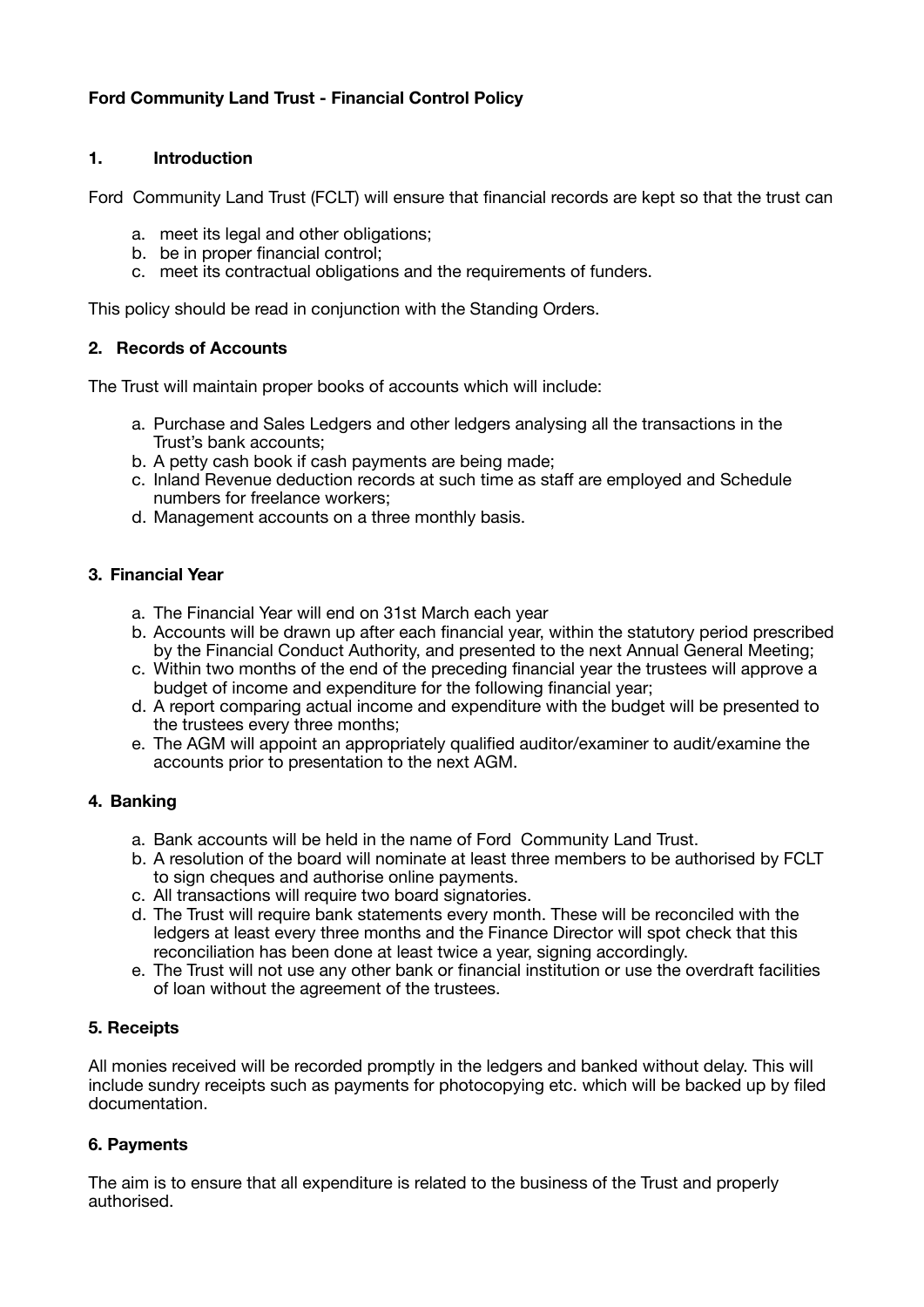**Ford Community Land Trust - Financial Control Policy**

## 1. Introduction

Ford Community Land Trust (FCLT) will ensure that financial records are kept so that the trust can

a. meet its legal and other obligations;
b. be in proper financial control;
c. meet its contractual obligations and the requirements of funders.

This policy should be read in conjunction with the Standing Orders.

## 2. Records of Accounts

The Trust will maintain proper books of accounts which will include:

a. Purchase and Sales Ledgers and other ledgers analysing all the transactions in the Trust's bank accounts;
b. A petty cash book if cash payments are being made;
c. Inland Revenue deduction records at such time as staff are employed and Schedule numbers for freelance workers;
d. Management accounts on a three monthly basis.

## 3. Financial Year

a. The Financial Year will end on 31st March each year
b. Accounts will be drawn up after each financial year, within the statutory period prescribed by the Financial Conduct Authority, and presented to the next Annual General Meeting;
c. Within two months of the end of the preceding financial year the trustees will approve a budget of income and expenditure for the following financial year;
d. A report comparing actual income and expenditure with the budget will be presented to the trustees every three months;
e. The AGM will appoint an appropriately qualified auditor/examiner to audit/examine the accounts prior to presentation to the next AGM.

## 4. Banking

a. Bank accounts will be held in the name of Ford Community Land Trust.
b. A resolution of the board will nominate at least three members to be authorised by FCLT to sign cheques and authorise online payments.
c. All transactions will require two board signatories.
d. The Trust will require bank statements every month. These will be reconciled with the ledgers at least every three months and the Finance Director will spot check that this reconciliation has been done at least twice a year, signing accordingly.
e. The Trust will not use any other bank or financial institution or use the overdraft facilities of loan without the agreement of the trustees.

## 5. Receipts

All monies received will be recorded promptly in the ledgers and banked without delay. This will include sundry receipts such as payments for photocopying etc. which will be backed up by filed documentation.

## 6. Payments

The aim is to ensure that all expenditure is related to the business of the Trust and properly authorised.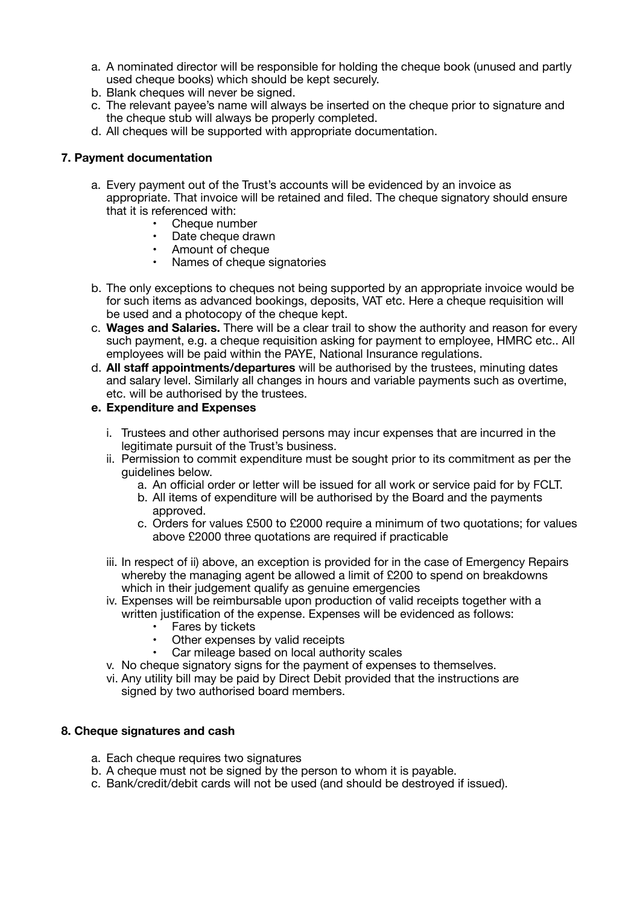a. A nominated director will be responsible for holding the cheque book (unused and partly used cheque books) which should be kept securely.
b. Blank cheques will never be signed.
c. The relevant payee's name will always be inserted on the cheque prior to signature and the cheque stub will always be properly completed.
d. All cheques will be supported with appropriate documentation.

**7. Payment documentation**

a. Every payment out of the Trust's accounts will be evidenced by an invoice as appropriate. That invoice will be retained and filed. The cheque signatory should ensure that it is referenced with:
    - Cheque number
    - Date cheque drawn
    - Amount of cheque
    - Names of cheque signatories

b. The only exceptions to cheques not being supported by an appropriate invoice would be for such items as advanced bookings, deposits, VAT etc. Here a cheque requisition will be used and a photocopy of the cheque kept.
c. **Wages and Salaries.** There will be a clear trail to show the authority and reason for every such payment, e.g. a cheque requisition asking for payment to employee, HMRC etc.. All employees will be paid within the PAYE, National Insurance regulations.
d. **All staff appointments/departures** will be authorised by the trustees, minuting dates and salary level. Similarly all changes in hours and variable payments such as overtime, etc. will be authorised by the trustees.
e. **Expenditure and Expenses**

    i. Trustees and other authorised persons may incur expenses that are incurred in the legitimate pursuit of the Trust's business.
    ii. Permission to commit expenditure must be sought prior to its commitment as per the guidelines below.
        a. An official order or letter will be issued for all work or service paid for by FCLT.
        b. All items of expenditure will be authorised by the Board and the payments approved.
        c. Orders for values £500 to £2000 require a minimum of two quotations; for values above £2000 three quotations are required if practicable

    iii. In respect of ii) above, an exception is provided for in the case of Emergency Repairs whereby the managing agent be allowed a limit of £200 to spend on breakdowns which in their judgement qualify as genuine emergencies
    iv. Expenses will be reimbursable upon production of valid receipts together with a written justification of the expense. Expenses will be evidenced as follows:
        - Fares by tickets
        - Other expenses by valid receipts
        - Car mileage based on local authority scales
    v. No cheque signatory signs for the payment of expenses to themselves.
    vi. Any utility bill may be paid by Direct Debit provided that the instructions are signed by two authorised board members.

**8. Cheque signatures and cash**

a. Each cheque requires two signatures
b. A cheque must not be signed by the person to whom it is payable.
c. Bank/credit/debit cards will not be used (and should be destroyed if issued).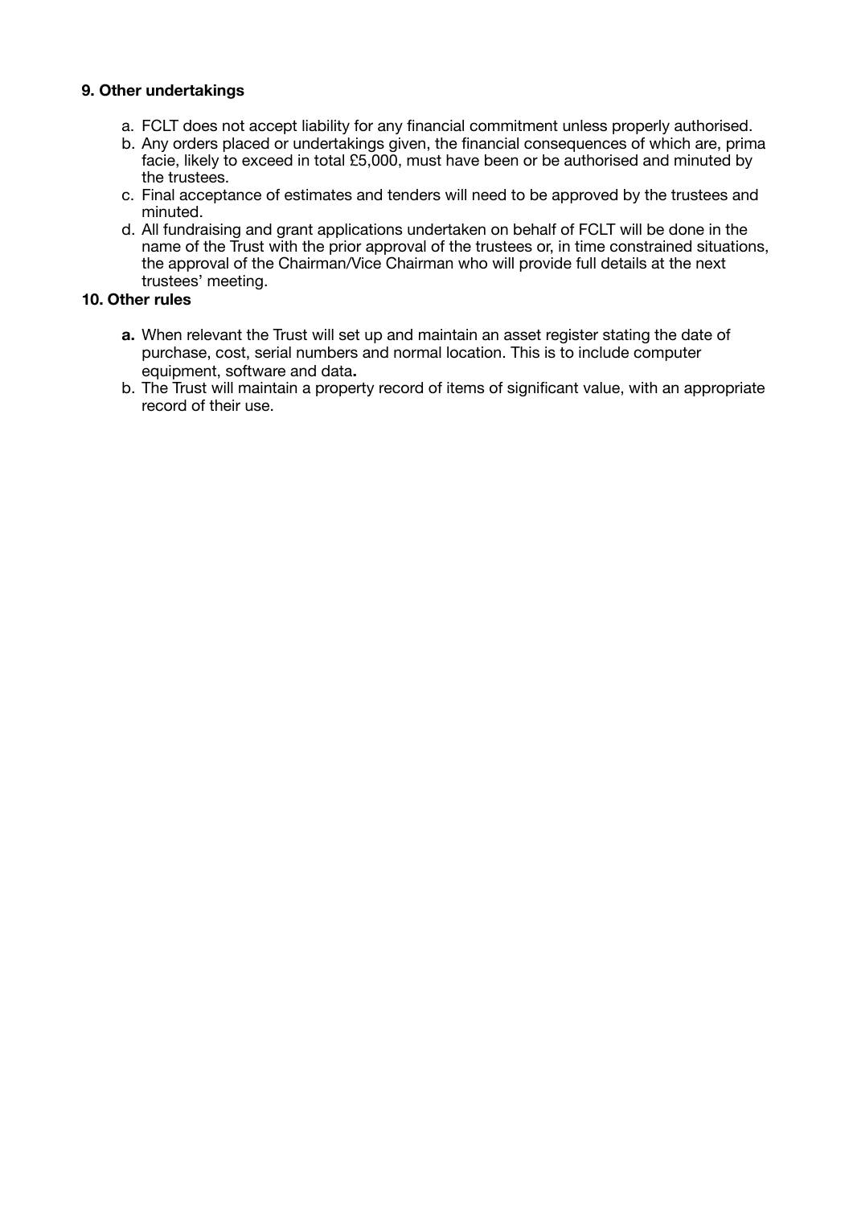**9. Other undertakings**

a. FCLT does not accept liability for any financial commitment unless properly authorised.
b. Any orders placed or undertakings given, the financial consequences of which are, prima facie, likely to exceed in total £5,000, must have been or be authorised and minuted by the trustees.
c. Final acceptance of estimates and tenders will need to be approved by the trustees and minuted.
d. All fundraising and grant applications undertaken on behalf of FCLT will be done in the name of the Trust with the prior approval of the trustees or, in time constrained situations, the approval of the Chairman/Vice Chairman who will provide full details at the next trustees' meeting.

**10. Other rules**

**a.** When relevant the Trust will set up and maintain an asset register stating the date of purchase, cost, serial numbers and normal location. This is to include computer equipment, software and data**.**
b. The Trust will maintain a property record of items of significant value, with an appropriate record of their use.